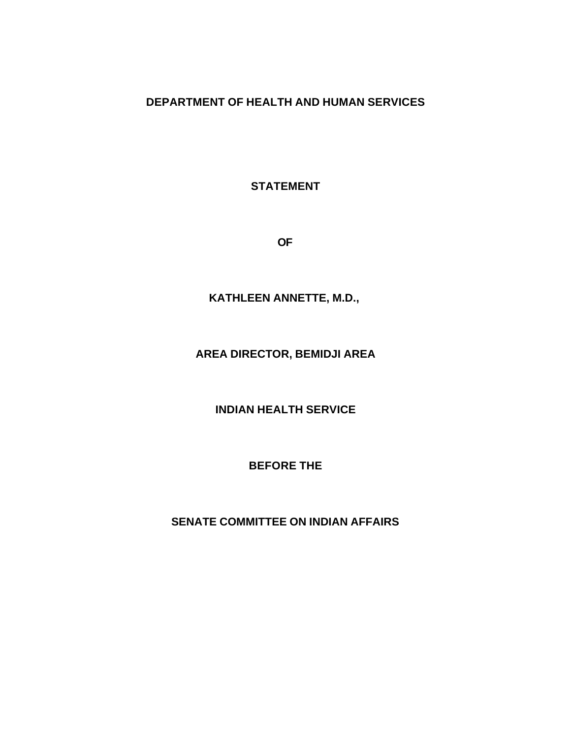**DEPARTMENT OF HEALTH AND HUMAN SERVICES**

**STATEMENT**

**OF**

**KATHLEEN ANNETTE, M.D.,**

**AREA DIRECTOR, BEMIDJI AREA**

**INDIAN HEALTH SERVICE**

**BEFORE THE**

**SENATE COMMITTEE ON INDIAN AFFAIRS**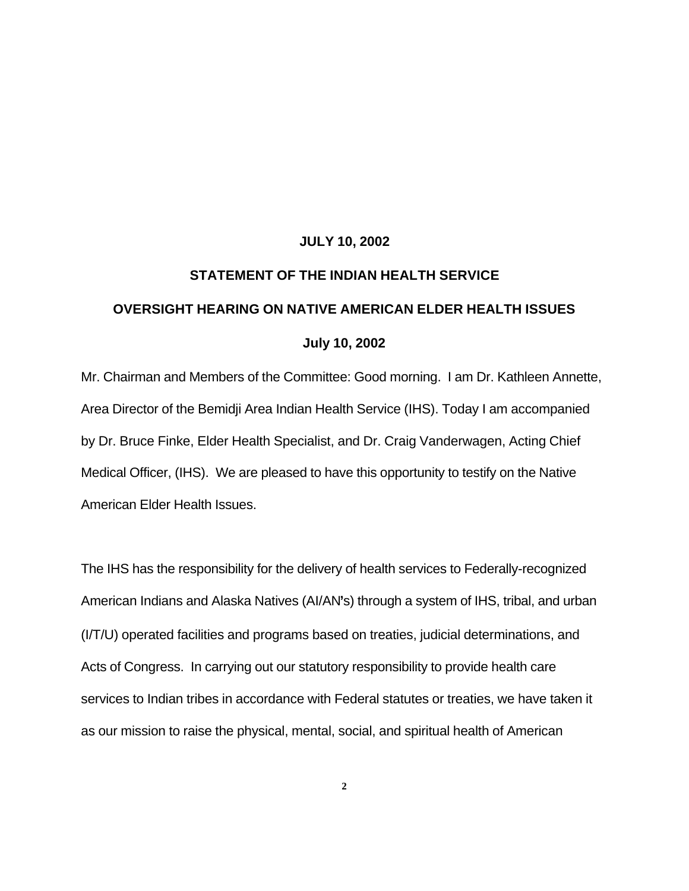**JULY 10, 2002**

**STATEMENT OF THE INDIAN HEALTH SERVICE**

**OVERSIGHT HEARING ON NATIVE AMERICAN ELDER HEALTH ISSUES**

**July 10, 2002**

Mr. Chairman and Members of the Committee: Good morning. I am Dr. Kathleen Annette, Area Director of the Bemidji Area Indian Health Service (IHS). Today I am accompanied by Dr. Bruce Finke, Elder Health Specialist, and Dr. Craig Vanderwagen, Acting Chief Medical Officer, (IHS). We are pleased to have this opportunity to testify on the Native American Elder Health Issues.

The IHS has the responsibility for the delivery of health services to Federally-recognized American Indians and Alaska Natives (AI/AN's) through a system of IHS, tribal, and urban (I/T/U) operated facilities and programs based on treaties, judicial determinations, and Acts of Congress. In carrying out our statutory responsibility to provide health care services to Indian tribes in accordance with Federal statutes or treaties, we have taken it as our mission to raise the physical, mental, social, and spiritual health of American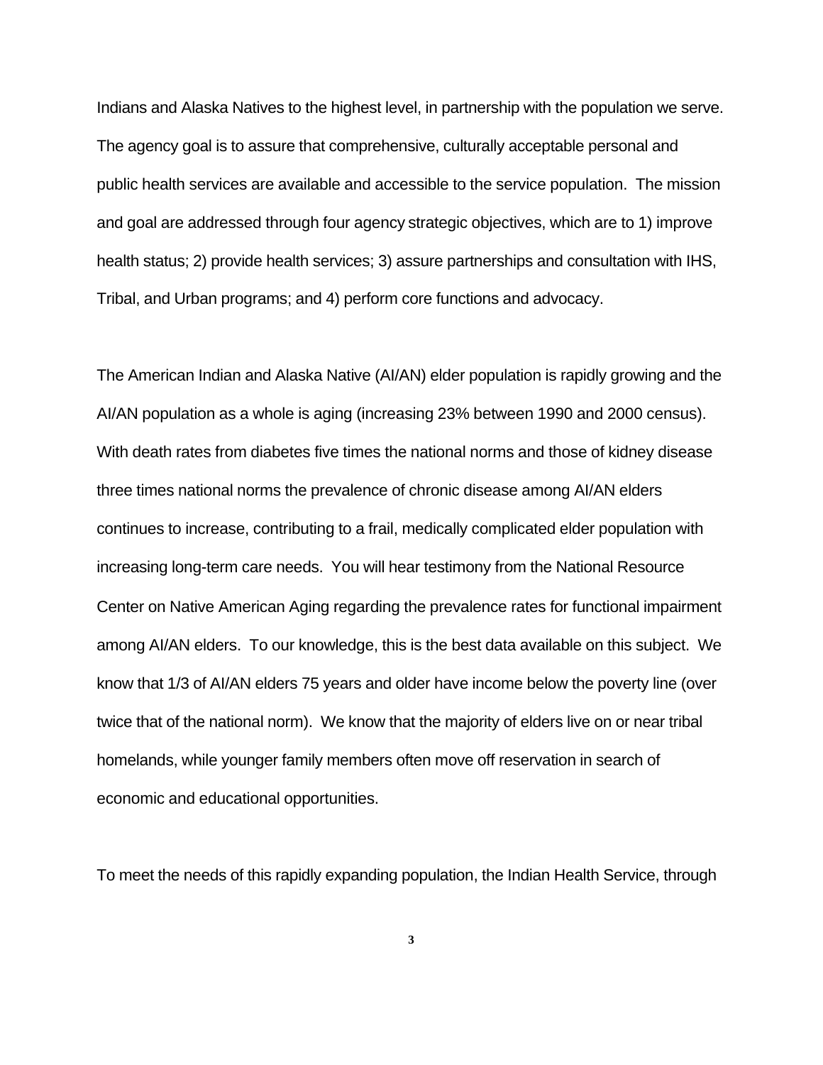Indians and Alaska Natives to the highest level, in partnership with the population we serve. The agency goal is to assure that comprehensive, culturally acceptable personal and public health services are available and accessible to the service population. The mission and goal are addressed through four agency strategic objectives, which are to 1) improve health status; 2) provide health services; 3) assure partnerships and consultation with IHS, Tribal, and Urban programs; and 4) perform core functions and advocacy.

The American Indian and Alaska Native (AI/AN) elder population is rapidly growing and the AI/AN population as a whole is aging (increasing 23% between 1990 and 2000 census). With death rates from diabetes five times the national norms and those of kidney disease three times national norms the prevalence of chronic disease among AI/AN elders continues to increase, contributing to a frail, medically complicated elder population with increasing long-term care needs. You will hear testimony from the National Resource Center on Native American Aging regarding the prevalence rates for functional impairment among AI/AN elders. To our knowledge, this is the best data available on this subject. We know that 1/3 of AI/AN elders 75 years and older have income below the poverty line (over twice that of the national norm). We know that the majority of elders live on or near tribal homelands, while younger family members often move off reservation in search of economic and educational opportunities.

To meet the needs of this rapidly expanding population, the Indian Health Service, through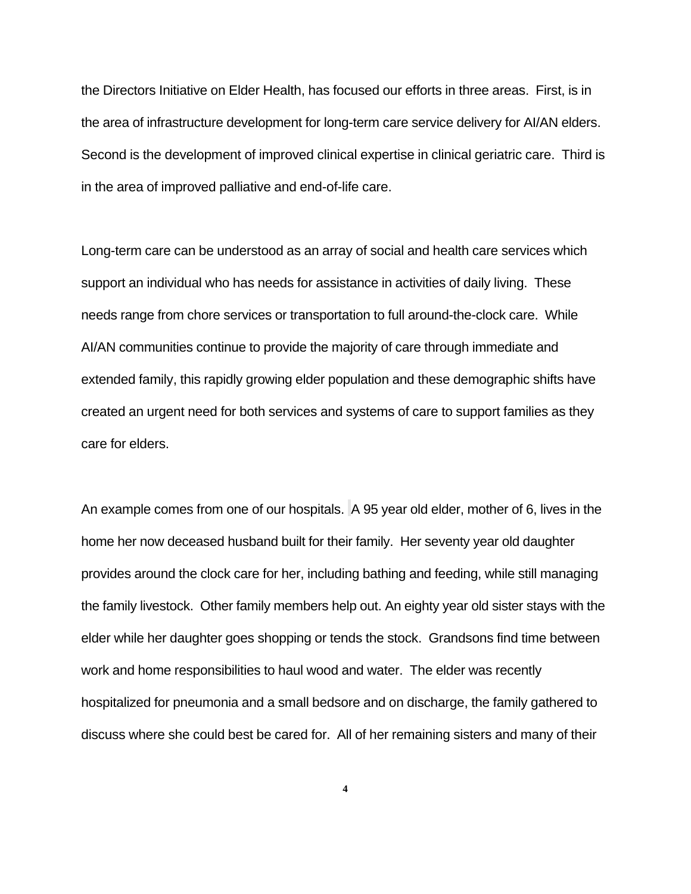the Directors Initiative on Elder Health, has focused our efforts in three areas. First, is in the area of infrastructure development for long-term care service delivery for AI/AN elders. Second is the development of improved clinical expertise in clinical geriatric care. Third is in the area of improved palliative and end-of-life care.

Long-term care can be understood as an array of social and health care services which support an individual who has needs for assistance in activities of daily living. These needs range from chore services or transportation to full around-the-clock care. While AI/AN communities continue to provide the majority of care through immediate and extended family, this rapidly growing elder population and these demographic shifts have created an urgent need for both services and systems of care to support families as they care for elders.

An example comes from one of our hospitals. A 95 year old elder, mother of 6, lives in the home her now deceased husband built for their family. Her seventy year old daughter provides around the clock care for her, including bathing and feeding, while still managing the family livestock. Other family members help out. An eighty year old sister stays with the elder while her daughter goes shopping or tends the stock. Grandsons find time between work and home responsibilities to haul wood and water. The elder was recently hospitalized for pneumonia and a small bedsore and on discharge, the family gathered to discuss where she could best be cared for. All of her remaining sisters and many of their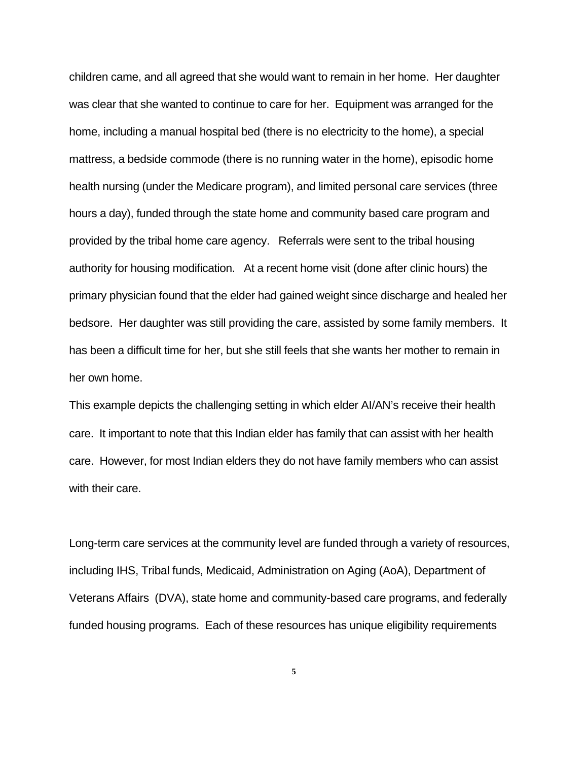children came, and all agreed that she would want to remain in her home. Her daughter was clear that she wanted to continue to care for her. Equipment was arranged for the home, including a manual hospital bed (there is no electricity to the home), a special mattress, a bedside commode (there is no running water in the home), episodic home health nursing (under the Medicare program), and limited personal care services (three hours a day), funded through the state home and community based care program and provided by the tribal home care agency. Referrals were sent to the tribal housing authority for housing modification. At a recent home visit (done after clinic hours) the primary physician found that the elder had gained weight since discharge and healed her bedsore. Her daughter was still providing the care, assisted by some family members. It has been a difficult time for her, but she still feels that she wants her mother to remain in her own home.

This example depicts the challenging setting in which elder AI/AN's receive their health care. It important to note that this Indian elder has family that can assist with her health care. However, for most Indian elders they do not have family members who can assist with their care.

Long-term care services at the community level are funded through a variety of resources, including IHS, Tribal funds, Medicaid, Administration on Aging (AoA), Department of Veterans Affairs (DVA), state home and community-based care programs, and federally funded housing programs. Each of these resources has unique eligibility requirements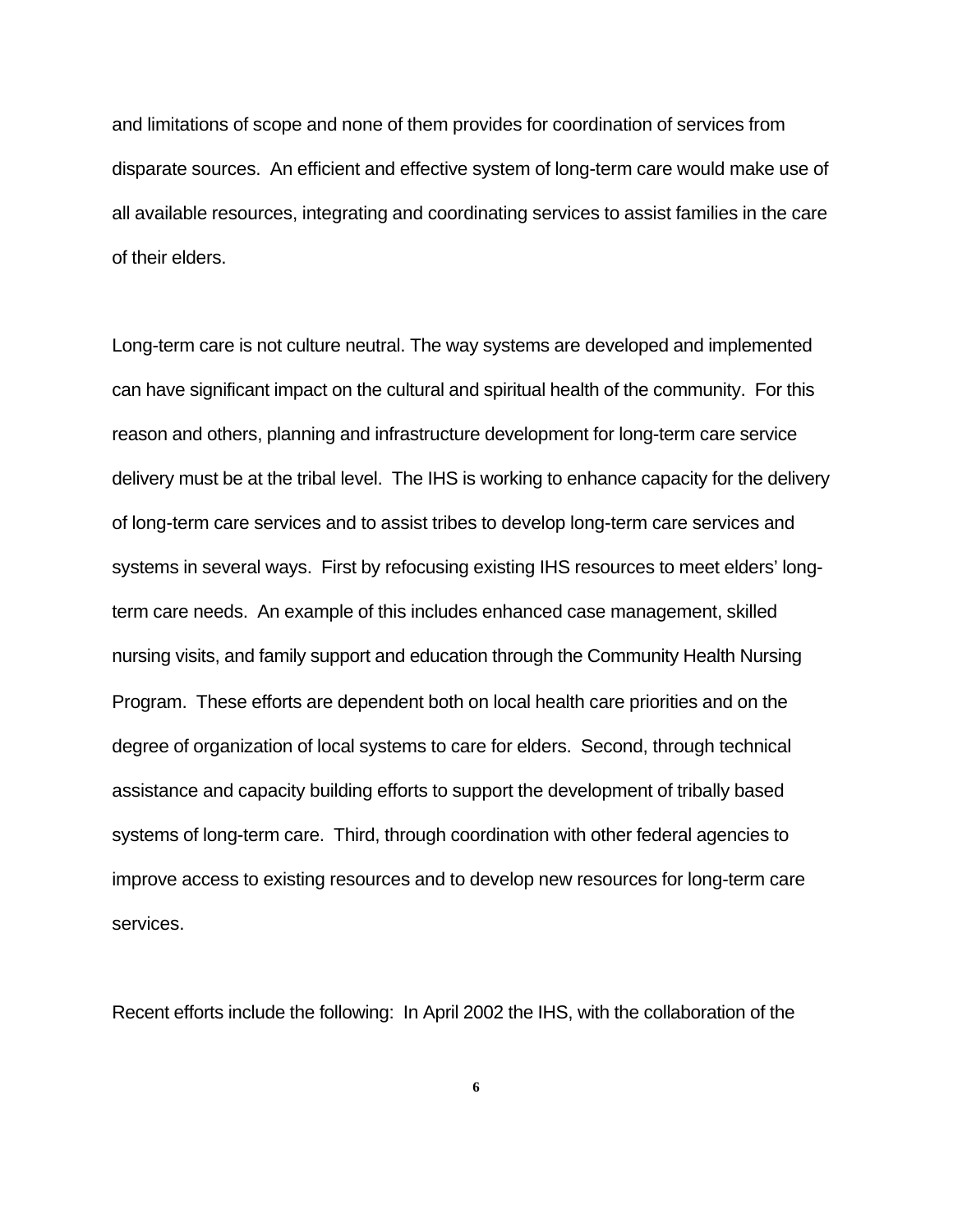and limitations of scope and none of them provides for coordination of services from disparate sources. An efficient and effective system of long-term care would make use of all available resources, integrating and coordinating services to assist families in the care of their elders.

Long-term care is not culture neutral. The way systems are developed and implemented can have significant impact on the cultural and spiritual health of the community. For this reason and others, planning and infrastructure development for long-term care service delivery must be at the tribal level. The IHS is working to enhance capacity for the delivery of long-term care services and to assist tribes to develop long-term care services and systems in several ways. First by refocusing existing IHS resources to meet elders' long-term care needs. An example of this includes enhanced case management, skilled nursing visits, and family support and education through the Community Health Nursing Program. These efforts are dependent both on local health care priorities and on the degree of organization of local systems to care for elders. Second, through technical assistance and capacity building efforts to support the development of tribally based systems of long-term care. Third, through coordination with other federal agencies to improve access to existing resources and to develop new resources for long-term care services.

Recent efforts include the following: In April 2002 the IHS, with the collaboration of the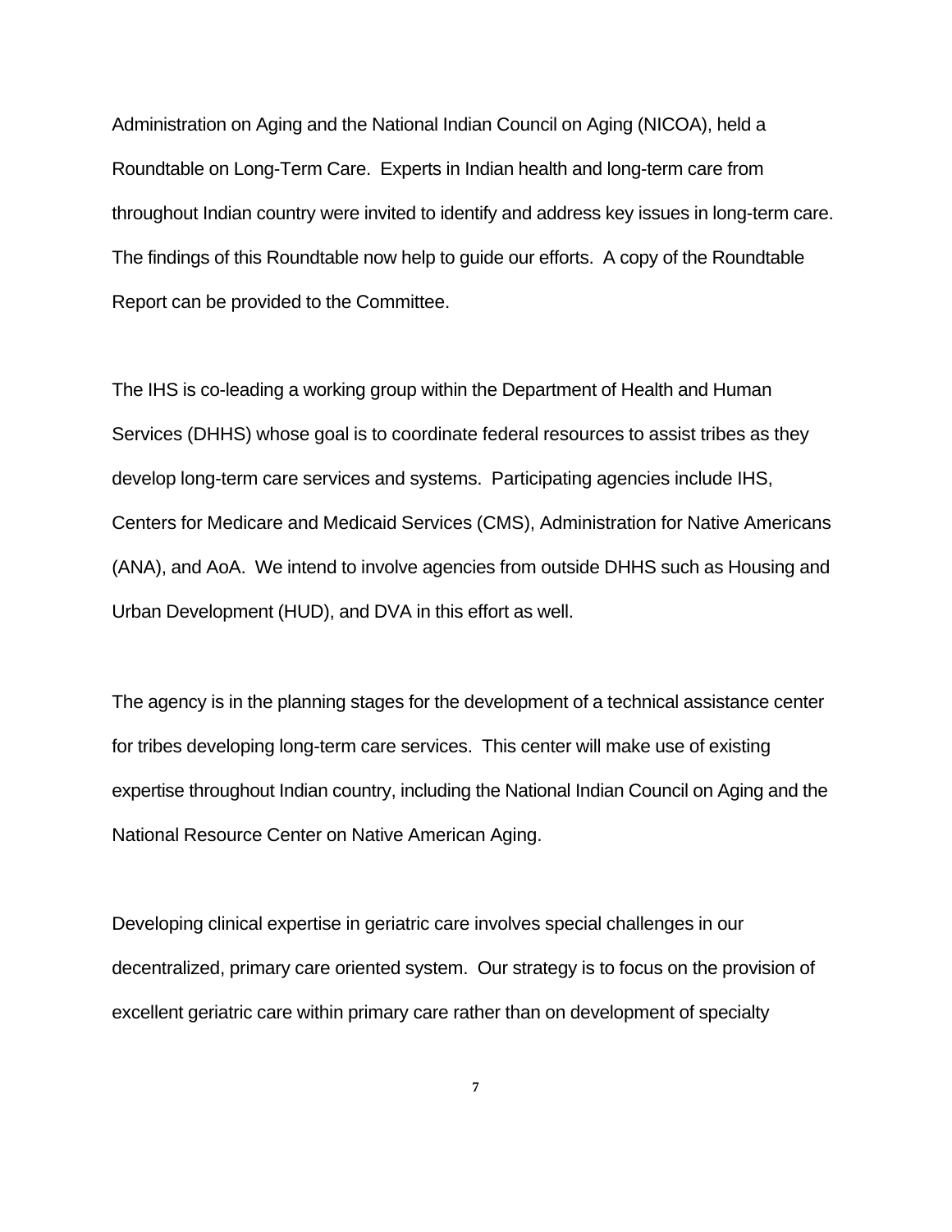Administration on Aging and the National Indian Council on Aging (NICOA), held a Roundtable on Long-Term Care. Experts in Indian health and long-term care from throughout Indian country were invited to identify and address key issues in long-term care. The findings of this Roundtable now help to guide our efforts. A copy of the Roundtable Report can be provided to the Committee.

The IHS is co-leading a working group within the Department of Health and Human Services (DHHS) whose goal is to coordinate federal resources to assist tribes as they develop long-term care services and systems. Participating agencies include IHS, Centers for Medicare and Medicaid Services (CMS), Administration for Native Americans (ANA), and AoA. We intend to involve agencies from outside DHHS such as Housing and Urban Development (HUD), and DVA in this effort as well.

The agency is in the planning stages for the development of a technical assistance center for tribes developing long-term care services. This center will make use of existing expertise throughout Indian country, including the National Indian Council on Aging and the National Resource Center on Native American Aging.

Developing clinical expertise in geriatric care involves special challenges in our decentralized, primary care oriented system. Our strategy is to focus on the provision of excellent geriatric care within primary care rather than on development of specialty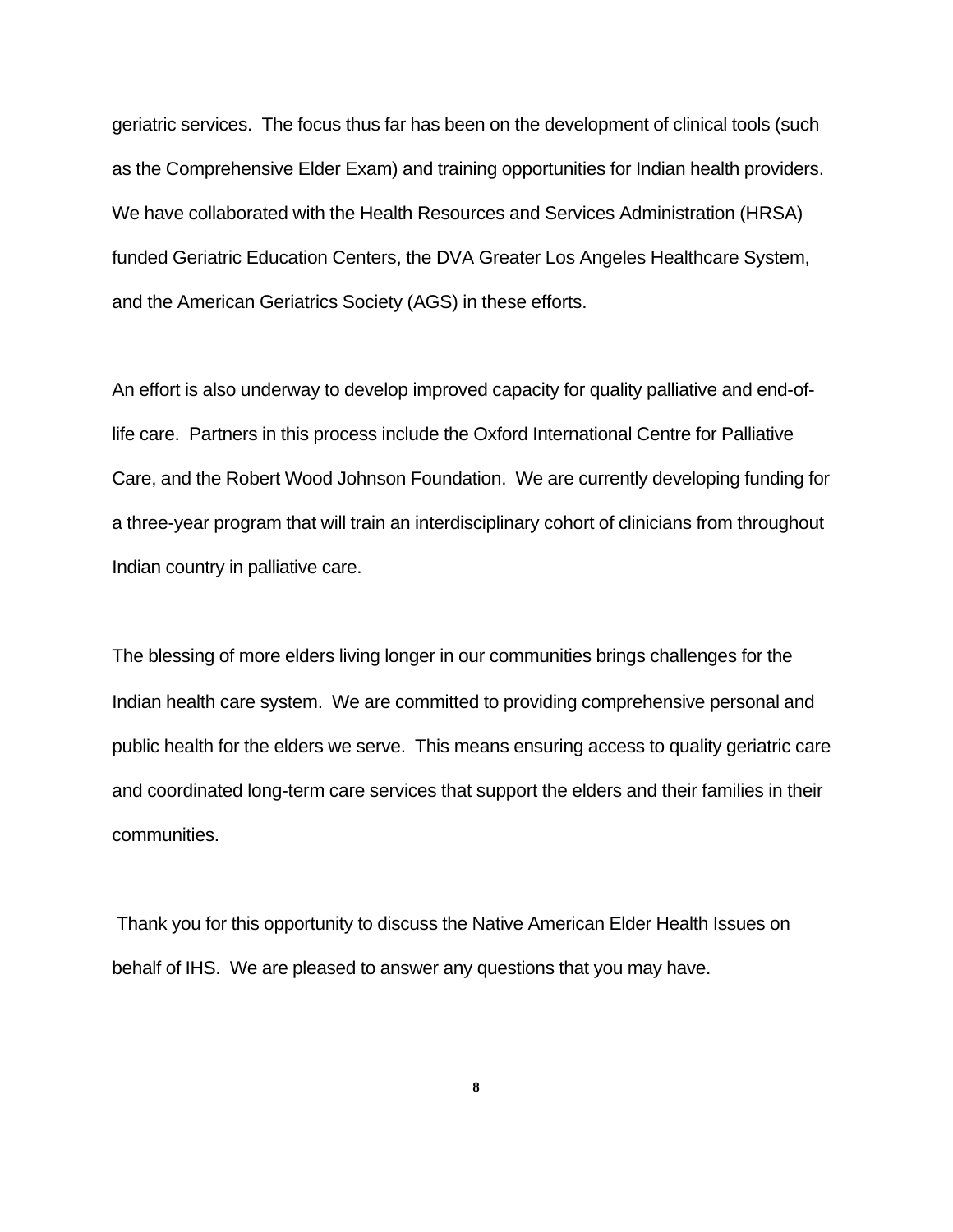geriatric services. The focus thus far has been on the development of clinical tools (such as the Comprehensive Elder Exam) and training opportunities for Indian health providers. We have collaborated with the Health Resources and Services Administration (HRSA) funded Geriatric Education Centers, the DVA Greater Los Angeles Healthcare System, and the American Geriatrics Society (AGS) in these efforts.

An effort is also underway to develop improved capacity for quality palliative and end-of-life care. Partners in this process include the Oxford International Centre for Palliative Care, and the Robert Wood Johnson Foundation. We are currently developing funding for a three-year program that will train an interdisciplinary cohort of clinicians from throughout Indian country in palliative care.

The blessing of more elders living longer in our communities brings challenges for the Indian health care system. We are committed to providing comprehensive personal and public health for the elders we serve. This means ensuring access to quality geriatric care and coordinated long-term care services that support the elders and their families in their communities.

Thank you for this opportunity to discuss the Native American Elder Health Issues on behalf of IHS. We are pleased to answer any questions that you may have.